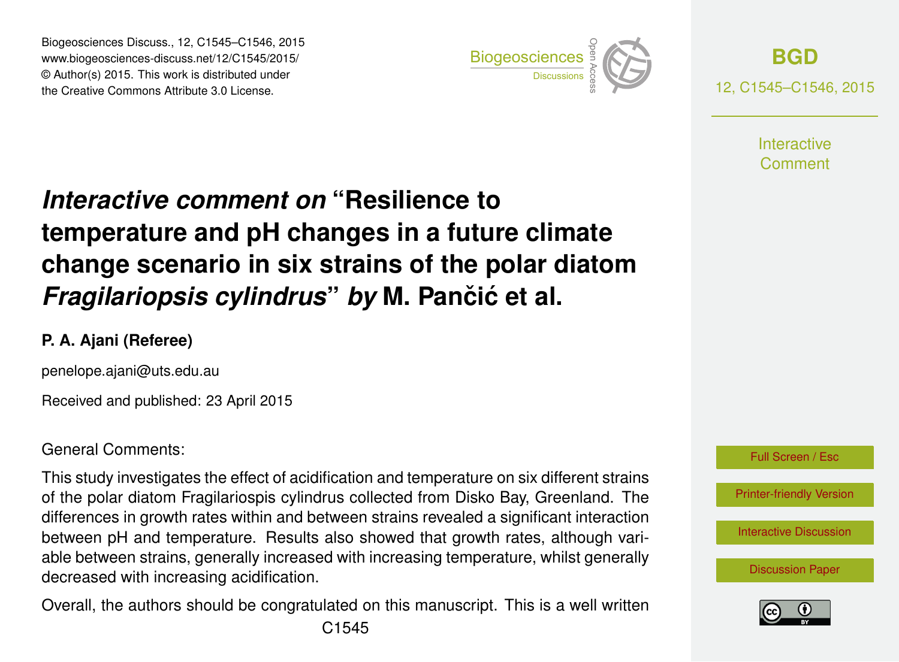# *Interactive comment on* "Resilience to temperature and pH changes in a future climate change scenario in six strains of the polar diatom *Fragilariopsis cylindrus*" *by* M. Pančić et al.

**P. A. Ajani (Referee)**

penelope.ajani@uts.edu.au

Received and published: 23 April 2015

General Comments:

This study investigates the effect of acidification and temperature on six different strains of the polar diatom Fragilariospis cylindrus collected from Disko Bay, Greenland. The differences in growth rates within and between strains revealed a significant interaction between pH and temperature. Results also showed that growth rates, although variable between strains, generally increased with increasing temperature, whilst generally decreased with increasing acidification.

Overall, the authors should be congratulated on this manuscript. This is a well written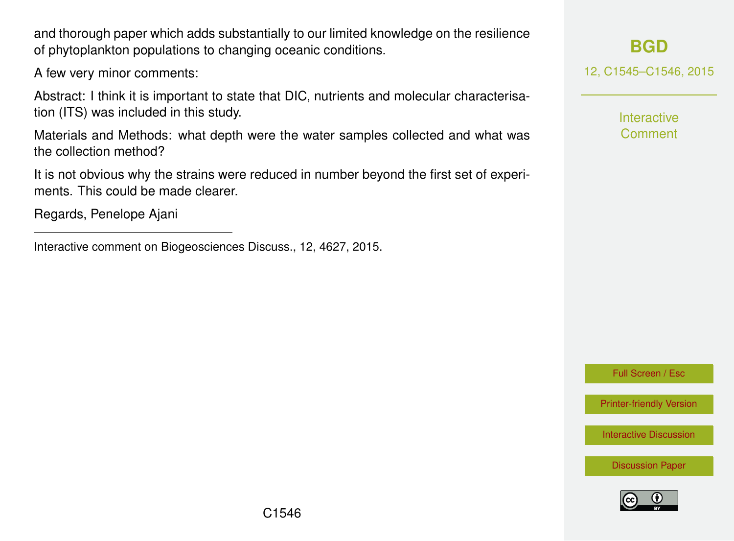and thorough paper which adds substantially to our limited knowledge on the resilience of phytoplankton populations to changing oceanic conditions.

A few very minor comments:

Abstract: I think it is important to state that DIC, nutrients and molecular characterisation (ITS) was included in this study.

Materials and Methods: what depth were the water samples collected and what was the collection method?

It is not obvious why the strains were reduced in number beyond the first set of experiments. This could be made clearer.

Regards, Penelope Ajani

---

Interactive comment on Biogeosciences Discuss., 12, 4627, 2015.